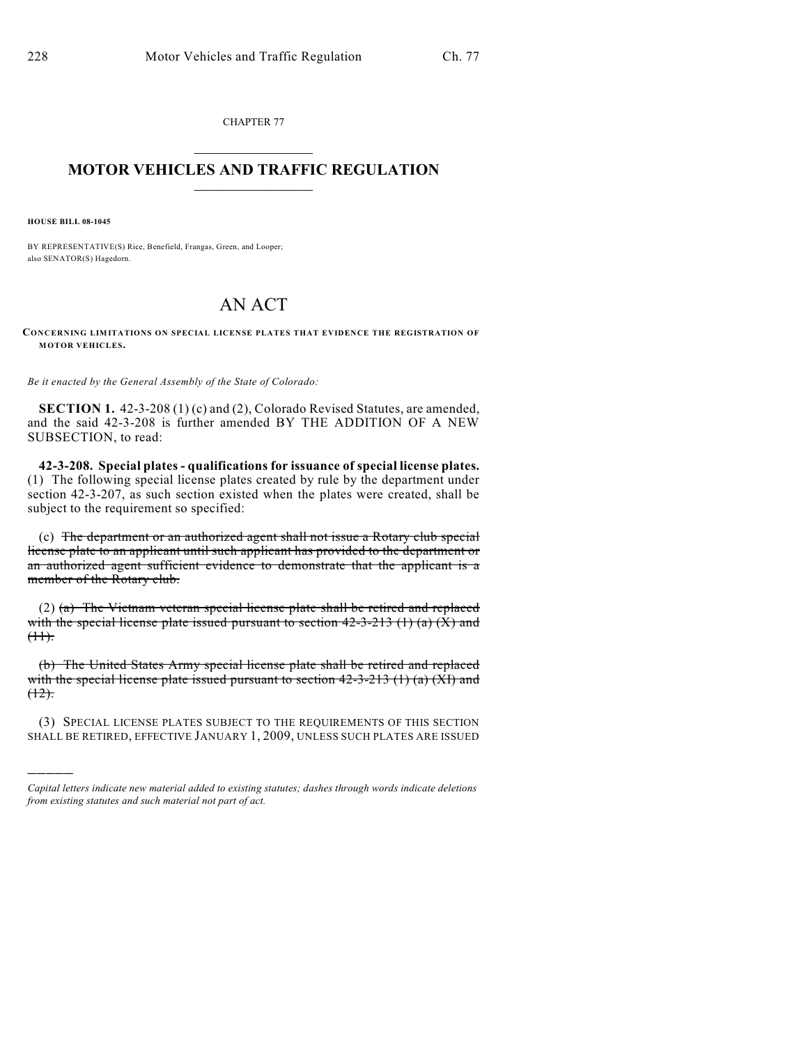CHAPTER 77

## MOTOR VEHICLES AND TRAFFIC REGULATION

**HOUSE BILL 08-1045**

BY REPRESENTATIVE(S) Rice, Benefield, Frangas, Green, and Looper;
also SENATOR(S) Hagedorn.

# AN ACT

**CONCERNING LIMITATIONS ON SPECIAL LICENSE PLATES THAT EVIDENCE THE REGISTRATION OF MOTOR VEHICLES.**

*Be it enacted by the General Assembly of the State of Colorado:*

**SECTION 1.** 42-3-208 (1) (c) and (2), Colorado Revised Statutes, are amended, and the said 42-3-208 is further amended BY THE ADDITION OF A NEW SUBSECTION, to read:

**42-3-208. Special plates - qualifications for issuance of special license plates.** (1) The following special license plates created by rule by the department under section 42-3-207, as such section existed when the plates were created, shall be subject to the requirement so specified:

(c) ~~The department or an authorized agent shall not issue a Rotary club special license plate to an applicant until such applicant has provided to the department or an authorized agent sufficient evidence to demonstrate that the applicant is a member of the Rotary club.~~

(2) ~~(a) The Vietnam veteran special license plate shall be retired and replaced with the special license plate issued pursuant to section 42-3-213 (1) (a) (X) and (11).~~

~~(b) The United States Army special license plate shall be retired and replaced with the special license plate issued pursuant to section 42-3-213 (1) (a) (XI) and (12).~~

(3) SPECIAL LICENSE PLATES SUBJECT TO THE REQUIREMENTS OF THIS SECTION SHALL BE RETIRED, EFFECTIVE JANUARY 1, 2009, UNLESS SUCH PLATES ARE ISSUED

---

*Capital letters indicate new material added to existing statutes; dashes through words indicate deletions from existing statutes and such material not part of act.*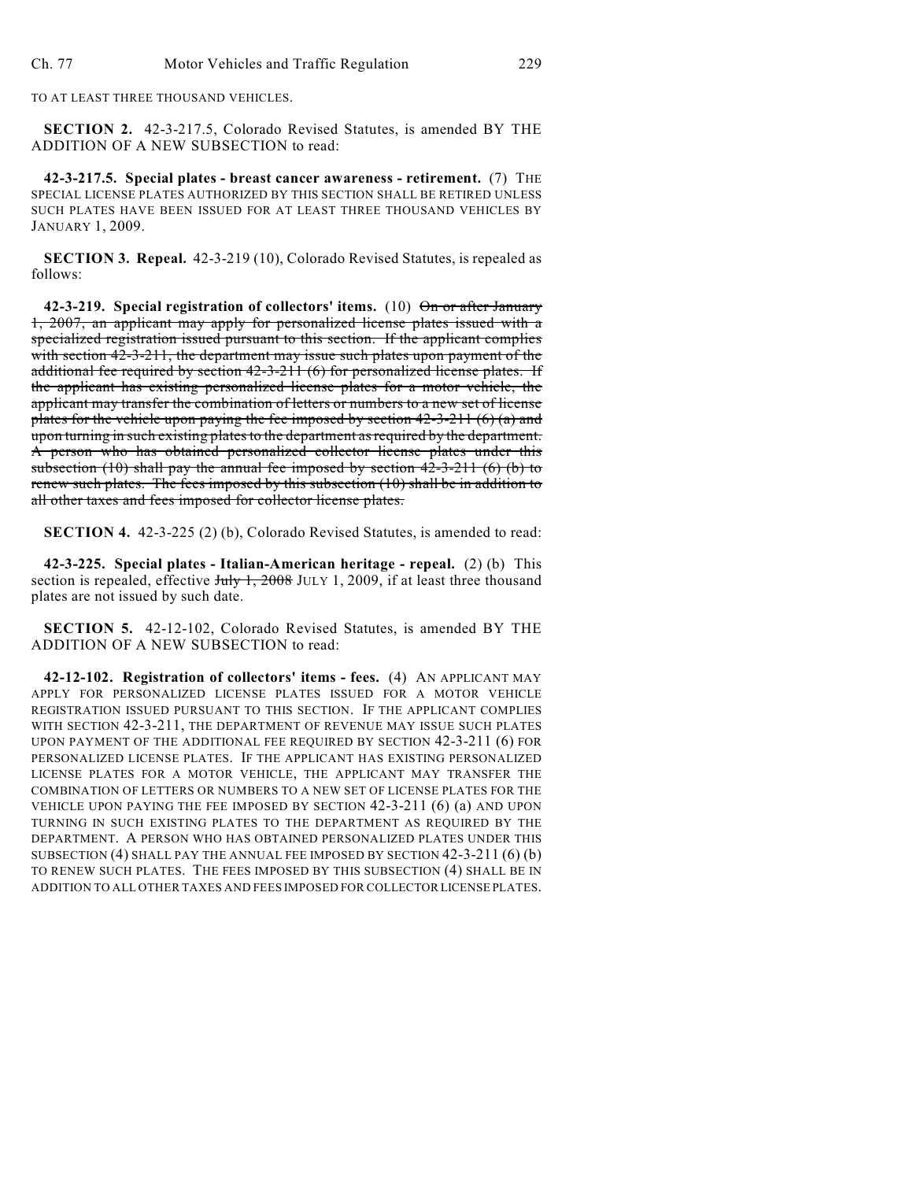TO AT LEAST THREE THOUSAND VEHICLES.

**SECTION 2.** 42-3-217.5, Colorado Revised Statutes, is amended BY THE ADDITION OF A NEW SUBSECTION to read:

**42-3-217.5. Special plates - breast cancer awareness - retirement.** (7) THE SPECIAL LICENSE PLATES AUTHORIZED BY THIS SECTION SHALL BE RETIRED UNLESS SUCH PLATES HAVE BEEN ISSUED FOR AT LEAST THREE THOUSAND VEHICLES BY JANUARY 1, 2009.

**SECTION 3. Repeal.** 42-3-219 (10), Colorado Revised Statutes, is repealed as follows:

**42-3-219. Special registration of collectors' items.** (10) ~~On or after January 1, 2007, an applicant may apply for personalized license plates issued with a specialized registration issued pursuant to this section. If the applicant complies with section 42-3-211, the department may issue such plates upon payment of the additional fee required by section 42-3-211 (6) for personalized license plates. If the applicant has existing personalized license plates for a motor vehicle, the applicant may transfer the combination of letters or numbers to a new set of license plates for the vehicle upon paying the fee imposed by section 42-3-211 (6) (a) and upon turning in such existing plates to the department as required by the department. A person who has obtained personalized collector license plates under this subsection (10) shall pay the annual fee imposed by section 42-3-211 (6) (b) to renew such plates. The fees imposed by this subsection (10) shall be in addition to all other taxes and fees imposed for collector license plates.~~

**SECTION 4.** 42-3-225 (2) (b), Colorado Revised Statutes, is amended to read:

**42-3-225. Special plates - Italian-American heritage - repeal.** (2) (b) This section is repealed, effective ~~July 1, 2008~~ JULY 1, 2009, if at least three thousand plates are not issued by such date.

**SECTION 5.** 42-12-102, Colorado Revised Statutes, is amended BY THE ADDITION OF A NEW SUBSECTION to read:

**42-12-102. Registration of collectors' items - fees.** (4) AN APPLICANT MAY APPLY FOR PERSONALIZED LICENSE PLATES ISSUED FOR A MOTOR VEHICLE REGISTRATION ISSUED PURSUANT TO THIS SECTION. IF THE APPLICANT COMPLIES WITH SECTION 42-3-211, THE DEPARTMENT OF REVENUE MAY ISSUE SUCH PLATES UPON PAYMENT OF THE ADDITIONAL FEE REQUIRED BY SECTION 42-3-211 (6) FOR PERSONALIZED LICENSE PLATES. IF THE APPLICANT HAS EXISTING PERSONALIZED LICENSE PLATES FOR A MOTOR VEHICLE, THE APPLICANT MAY TRANSFER THE COMBINATION OF LETTERS OR NUMBERS TO A NEW SET OF LICENSE PLATES FOR THE VEHICLE UPON PAYING THE FEE IMPOSED BY SECTION 42-3-211 (6) (a) AND UPON TURNING IN SUCH EXISTING PLATES TO THE DEPARTMENT AS REQUIRED BY THE DEPARTMENT. A PERSON WHO HAS OBTAINED PERSONALIZED PLATES UNDER THIS SUBSECTION (4) SHALL PAY THE ANNUAL FEE IMPOSED BY SECTION 42-3-211 (6) (b) TO RENEW SUCH PLATES. THE FEES IMPOSED BY THIS SUBSECTION (4) SHALL BE IN ADDITION TO ALL OTHER TAXES AND FEES IMPOSED FOR COLLECTOR LICENSE PLATES.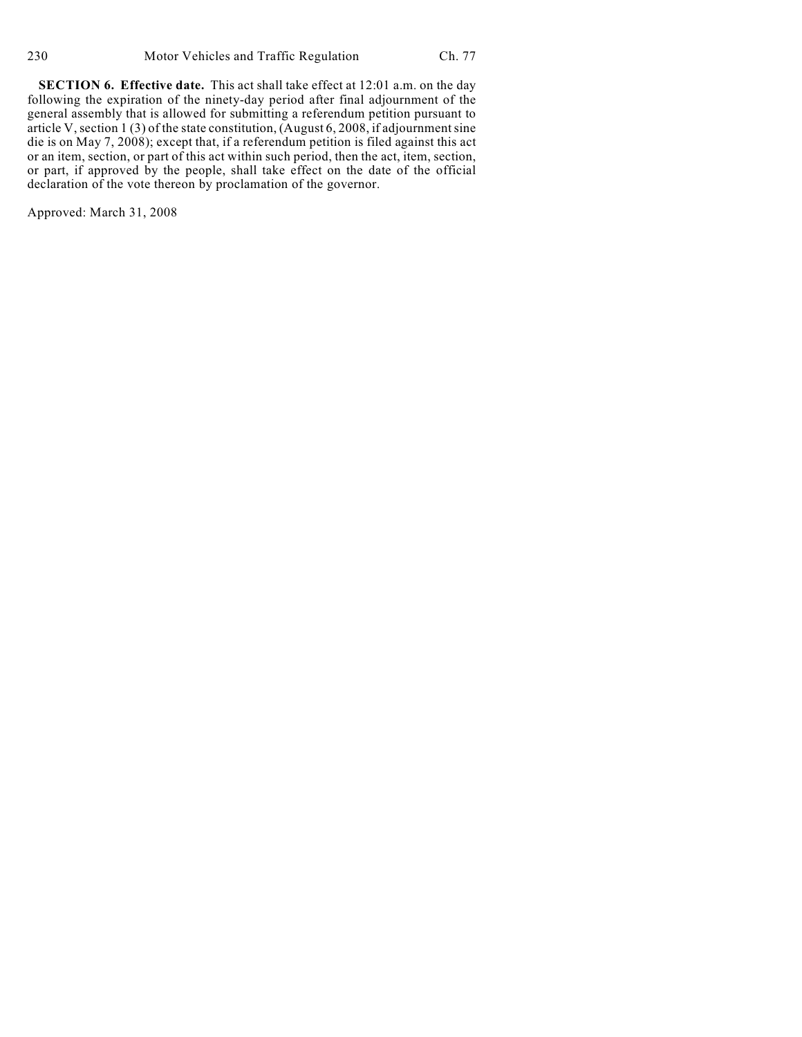**SECTION 6. Effective date.** This act shall take effect at 12:01 a.m. on the day following the expiration of the ninety-day period after final adjournment of the general assembly that is allowed for submitting a referendum petition pursuant to article V, section 1 (3) of the state constitution, (August 6, 2008, if adjournment sine die is on May 7, 2008); except that, if a referendum petition is filed against this act or an item, section, or part of this act within such period, then the act, item, section, or part, if approved by the people, shall take effect on the date of the official declaration of the vote thereon by proclamation of the governor.

Approved: March 31, 2008